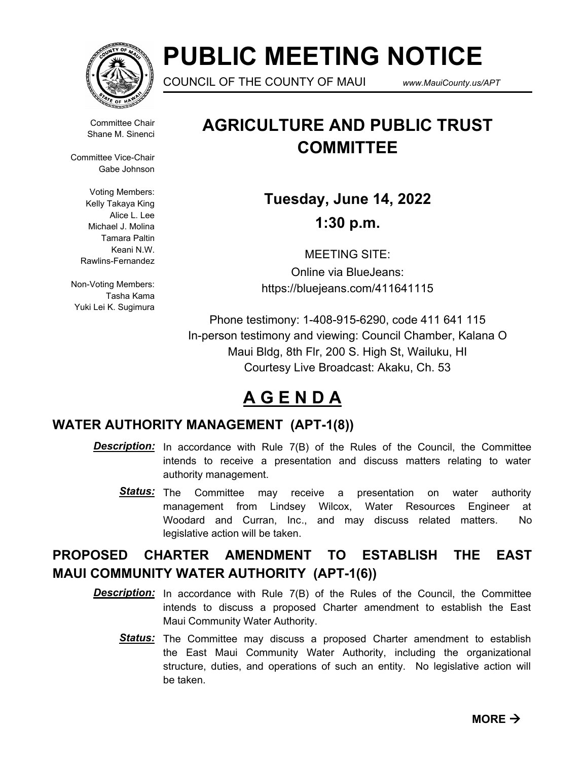# PUBLIC MEETING NOTICE

COUNCIL OF THE COUNTY OF MAUI *www.MauiCounty.us/APT*

Committee Chair
Shane M. Sinenci

Committee Vice-Chair
Gabe Johnson

Voting Members:
Kelly Takaya King
Alice L. Lee
Michael J. Molina
Tamara Paltin
Keani N.W. Rawlins-Fernandez

Non-Voting Members:
Tasha Kama
Yuki Lei K. Sugimura

## AGRICULTURE AND PUBLIC TRUST COMMITTEE

**Tuesday, June 14, 2022**

**1:30 p.m.**

MEETING SITE:
Online via BlueJeans:
https://bluejeans.com/411641115

Phone testimony: 1-408-915-6290, code 411 641 115
In-person testimony and viewing: Council Chamber, Kalana O Maui Bldg, 8th Flr, 200 S. High St, Wailuku, HI
Courtesy Live Broadcast: Akaku, Ch. 53

## A G E N D A

### WATER AUTHORITY MANAGEMENT (APT-1(8))

***Description:*** In accordance with Rule 7(B) of the Rules of the Council, the Committee intends to receive a presentation and discuss matters relating to water authority management.

***Status:*** The Committee may receive a presentation on water authority management from Lindsey Wilcox, Water Resources Engineer at Woodard and Curran, Inc., and may discuss related matters. No legislative action will be taken.

### PROPOSED CHARTER AMENDMENT TO ESTABLISH THE EAST MAUI COMMUNITY WATER AUTHORITY (APT-1(6))

***Description:*** In accordance with Rule 7(B) of the Rules of the Council, the Committee intends to discuss a proposed Charter amendment to establish the East Maui Community Water Authority.

***Status:*** The Committee may discuss a proposed Charter amendment to establish the East Maui Community Water Authority, including the organizational structure, duties, and operations of such an entity. No legislative action will be taken.

**MORE →**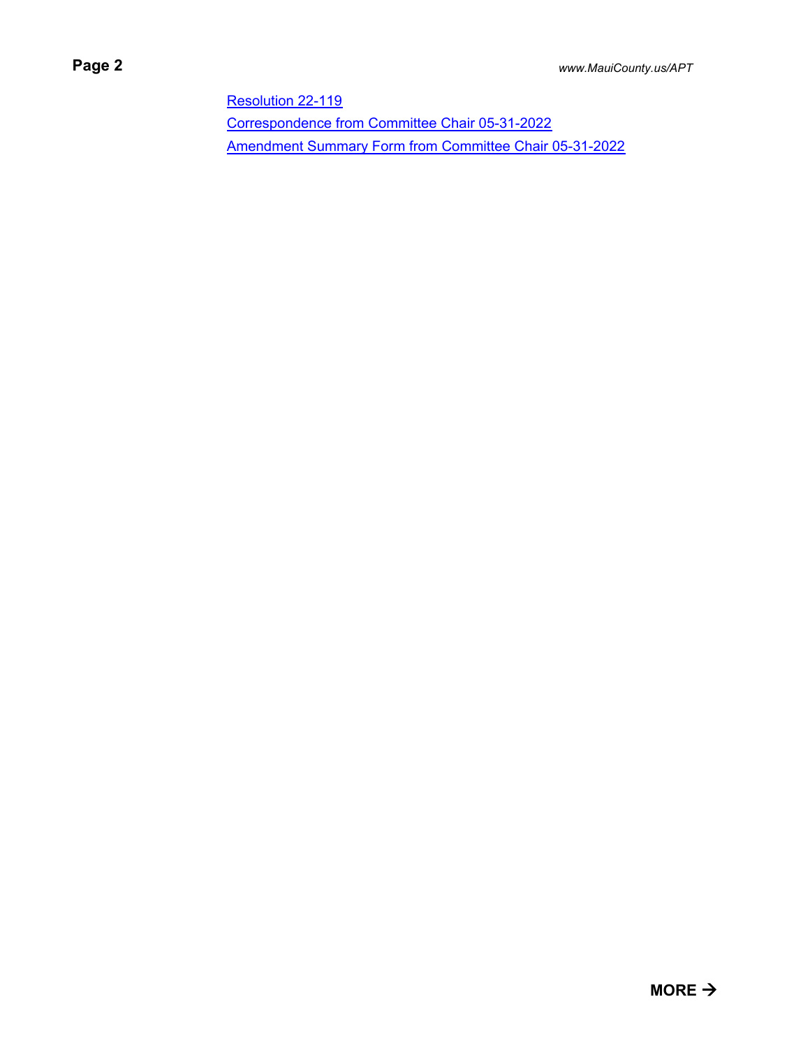Resolution 22-119

Correspondence from Committee Chair 05-31-2022

Amendment Summary Form from Committee Chair 05-31-2022

**MORE →**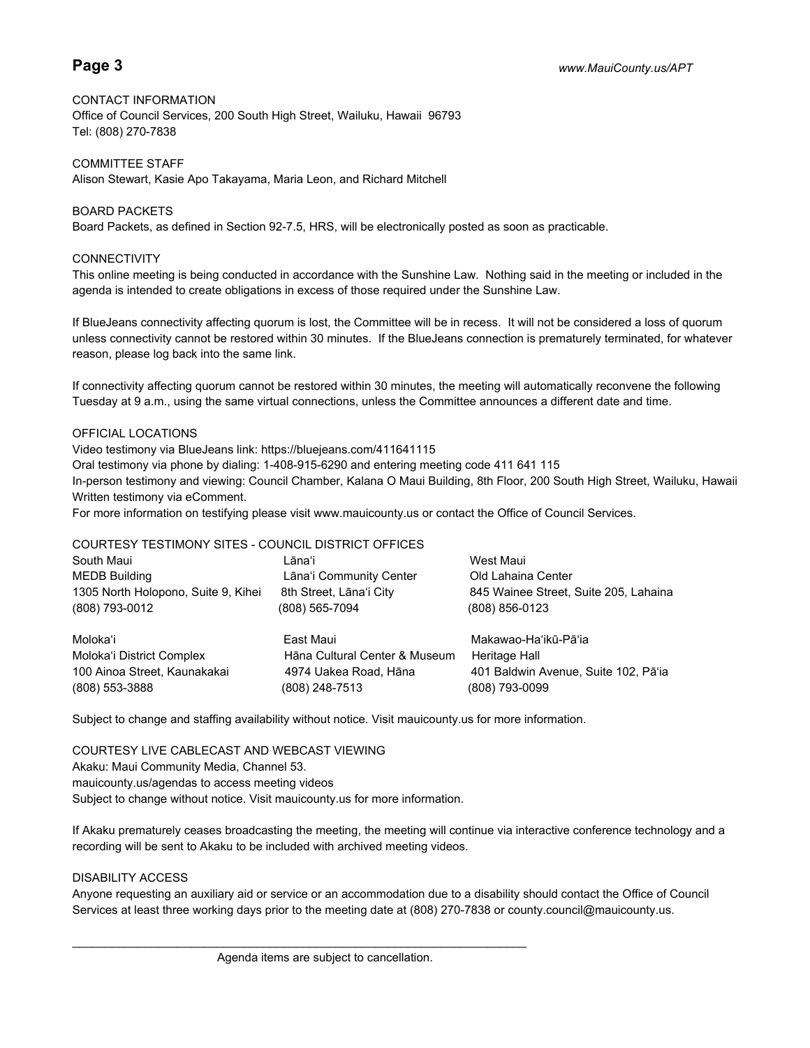CONTACT INFORMATION
Office of Council Services, 200 South High Street, Wailuku, Hawaii 96793
Tel: (808) 270-7838

COMMITTEE STAFF
Alison Stewart, Kasie Apo Takayama, Maria Leon, and Richard Mitchell

BOARD PACKETS
Board Packets, as defined in Section 92-7.5, HRS, will be electronically posted as soon as practicable.

CONNECTIVITY
This online meeting is being conducted in accordance with the Sunshine Law. Nothing said in the meeting or included in the agenda is intended to create obligations in excess of those required under the Sunshine Law.

If BlueJeans connectivity affecting quorum is lost, the Committee will be in recess. It will not be considered a loss of quorum unless connectivity cannot be restored within 30 minutes. If the BlueJeans connection is prematurely terminated, for whatever reason, please log back into the same link.

If connectivity affecting quorum cannot be restored within 30 minutes, the meeting will automatically reconvene the following Tuesday at 9 a.m., using the same virtual connections, unless the Committee announces a different date and time.

OFFICIAL LOCATIONS
Video testimony via BlueJeans link: https://bluejeans.com/411641115
Oral testimony via phone by dialing: 1-408-915-6290 and entering meeting code 411 641 115
In-person testimony and viewing: Council Chamber, Kalana O Maui Building, 8th Floor, 200 South High Street, Wailuku, Hawaii
Written testimony via eComment.
For more information on testifying please visit www.mauicounty.us or contact the Office of Council Services.

COURTESY TESTIMONY SITES - COUNCIL DISTRICT OFFICES

| | | |
|---|---|---|
| South Maui<br>MEDB Building<br>1305 North Holopono, Suite 9, Kihei<br>(808) 793-0012 | Lānaʻi<br>Lānaʻi Community Center<br>8th Street, Lānaʻi City<br>(808) 565-7094 | West Maui<br>Old Lahaina Center<br>845 Wainee Street, Suite 205, Lahaina<br>(808) 856-0123 |
| Molokaʻi<br>Molokaʻi District Complex<br>100 Ainoa Street, Kaunakakai<br>(808) 553-3888 | East Maui<br>Hāna Cultural Center & Museum<br>4974 Uakea Road, Hāna<br>(808) 248-7513 | Makawao-Haʻikū-Pāʻia<br>Heritage Hall<br>401 Baldwin Avenue, Suite 102, Pāʻia<br>(808) 793-0099 |

Subject to change and staffing availability without notice. Visit mauicounty.us for more information.

COURTESY LIVE CABLECAST AND WEBCAST VIEWING
Akaku: Maui Community Media, Channel 53.
mauicounty.us/agendas to access meeting videos
Subject to change without notice. Visit mauicounty.us for more information.

If Akaku prematurely ceases broadcasting the meeting, the meeting will continue via interactive conference technology and a recording will be sent to Akaku to be included with archived meeting videos.

DISABILITY ACCESS
Anyone requesting an auxiliary aid or service or an accommodation due to a disability should contact the Office of Council Services at least three working days prior to the meeting date at (808) 270-7838 or county.council@mauicounty.us.

Agenda items are subject to cancellation.